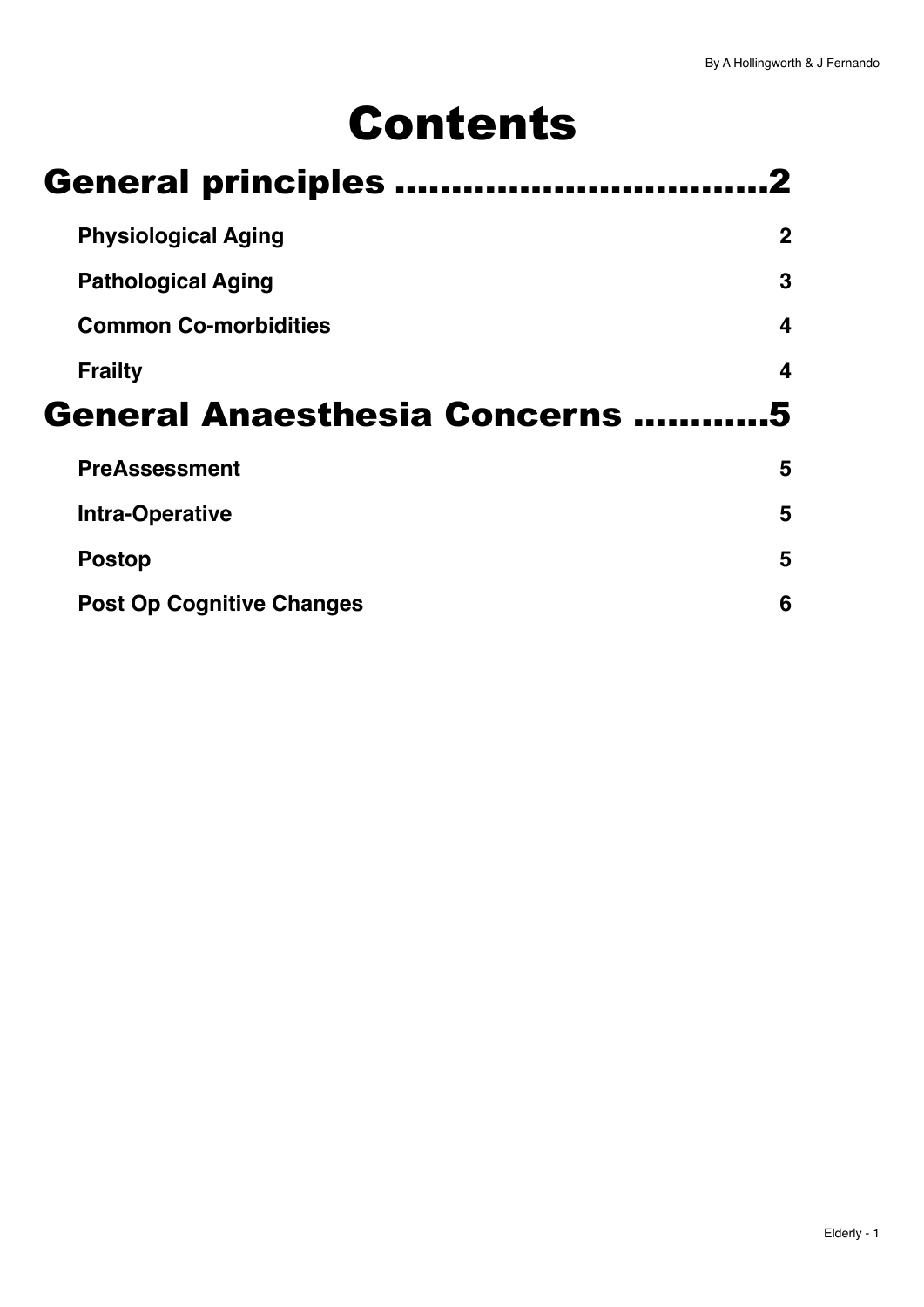# Contents

## General principles ................................2

**Physiological Aging** 2

**Pathological Aging** 3

**Common Co-morbidities** 4

**Frailty** 4

## General Anaesthesia Concerns ............5

**PreAssessment** 5

**Intra-Operative** 5

**Postop** 5

**Post Op Cognitive Changes** 6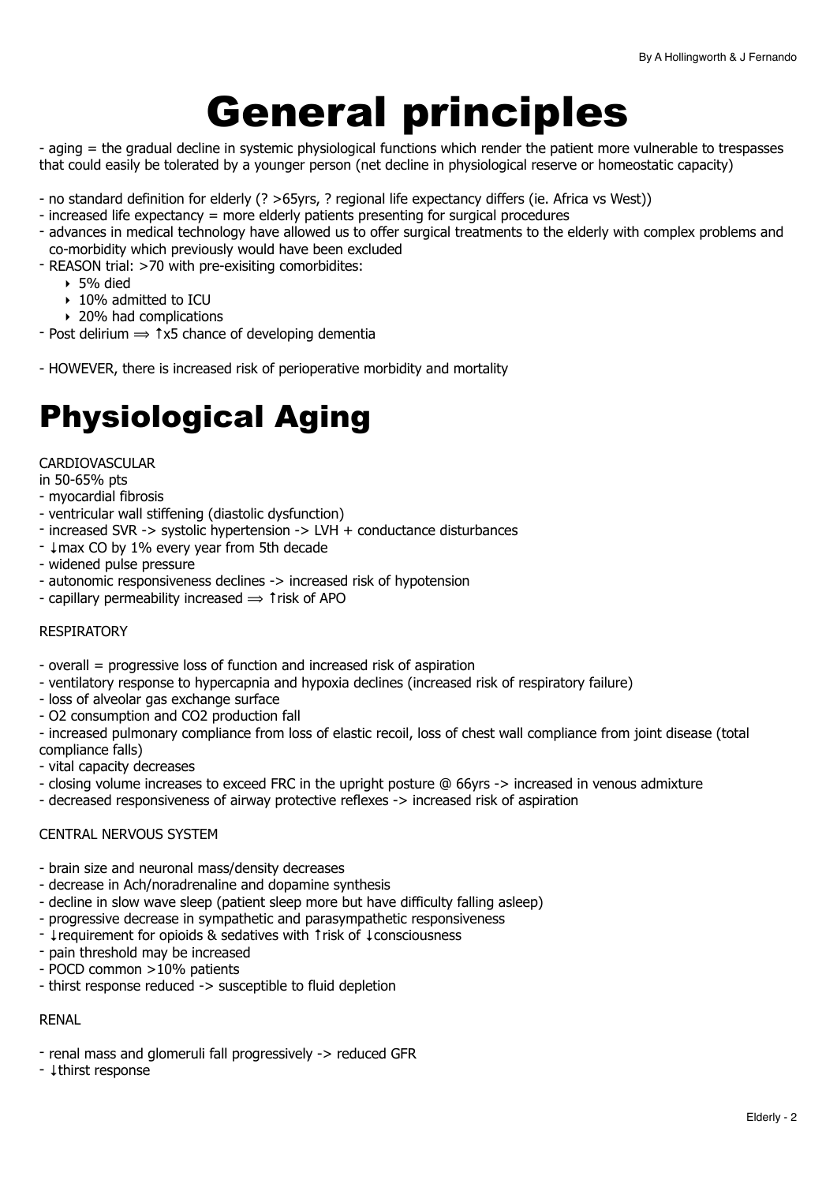# General principles

- aging = the gradual decline in systemic physiological functions which render the patient more vulnerable to trespasses that could easily be tolerated by a younger person (net decline in physiological reserve or homeostatic capacity)

- no standard definition for elderly (? >65yrs, ? regional life expectancy differs (ie. Africa vs West))
- increased life expectancy = more elderly patients presenting for surgical procedures
- advances in medical technology have allowed us to offer surgical treatments to the elderly with complex problems and co-morbidity which previously would have been excluded
- REASON trial: >70 with pre-exisiting comorbidites:
  - 5% died
  - 10% admitted to ICU
  - 20% had complications
- Post delirium ⟹ ↑x5 chance of developing dementia

- HOWEVER, there is increased risk of perioperative morbidity and mortality

# Physiological Aging

CARDIOVASCULAR

in 50-65% pts

- myocardial fibrosis
- ventricular wall stiffening (diastolic dysfunction)
- increased SVR -> systolic hypertension -> LVH + conductance disturbances
- ↓max CO by 1% every year from 5th decade
- widened pulse pressure
- autonomic responsiveness declines -> increased risk of hypotension
- capillary permeability increased ⟹ ↑risk of APO

RESPIRATORY

- overall = progressive loss of function and increased risk of aspiration
- ventilatory response to hypercapnia and hypoxia declines (increased risk of respiratory failure)
- loss of alveolar gas exchange surface
- $O_2$ consumption and $CO_2$ production fall
- increased pulmonary compliance from loss of elastic recoil, loss of chest wall compliance from joint disease (total compliance falls)
- vital capacity decreases
- closing volume increases to exceed FRC in the upright posture @ 66yrs -> increased in venous admixture
- decreased responsiveness of airway protective reflexes -> increased risk of aspiration

CENTRAL NERVOUS SYSTEM

- brain size and neuronal mass/density decreases
- decrease in Ach/noradrenaline and dopamine synthesis
- decline in slow wave sleep (patient sleep more but have difficulty falling asleep)
- progressive decrease in sympathetic and parasympathetic responsiveness
- ↓requirement for opioids & sedatives with ↑risk of ↓consciousness
- pain threshold may be increased
- POCD common >10% patients
- thirst response reduced -> susceptible to fluid depletion

RENAL

- renal mass and glomeruli fall progressively -> reduced GFR
- ↓thirst response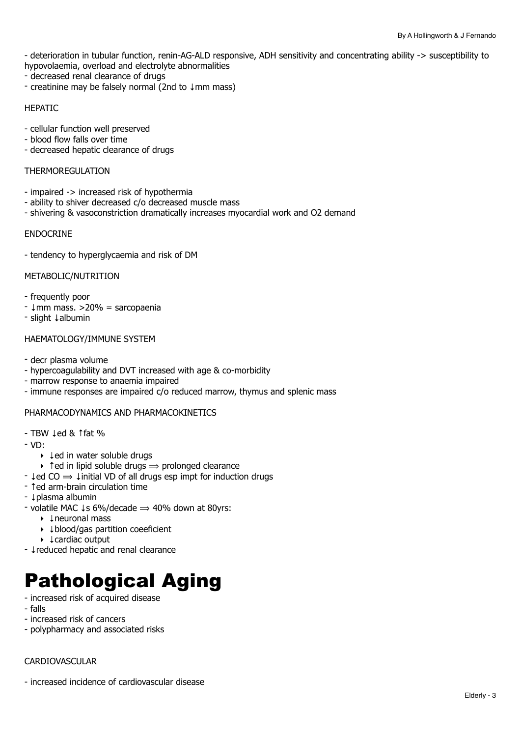- deterioration in tubular function, renin-AG-ALD responsive, ADH sensitivity and concentrating ability -> susceptibility to hypovolaemia, overload and electrolyte abnormalities
- decreased renal clearance of drugs
- creatinine may be falsely normal (2nd to ↓mm mass)

HEPATIC

- cellular function well preserved
- blood flow falls over time
- decreased hepatic clearance of drugs

THERMOREGULATION

- impaired -> increased risk of hypothermia
- ability to shiver decreased c/o decreased muscle mass
- shivering & vasoconstriction dramatically increases myocardial work and O2 demand

ENDOCRINE

- tendency to hyperglycaemia and risk of DM

METABOLIC/NUTRITION

- frequently poor
- ↓mm mass. >20% = sarcopaenia
- slight ↓albumin

HAEMATOLOGY/IMMUNE SYSTEM

- decr plasma volume
- hypercoagulability and DVT increased with age & co-morbidity
- marrow response to anaemia impaired
- immune responses are impaired c/o reduced marrow, thymus and splenic mass

PHARMACODYNAMICS AND PHARMACOKINETICS

- TBW ↓ed & ↑fat %
- VD:
  - ↓ed in water soluble drugs
  - ↑ed in lipid soluble drugs ⟹ prolonged clearance
- ↓ed CO ⟹ ↓initial VD of all drugs esp impt for induction drugs
- ↑ed arm-brain circulation time
- ↓plasma albumin
- volatile MAC ↓s 6%/decade ⟹ 40% down at 80yrs:
  - ↓neuronal mass
  - ↓blood/gas partition coeeficient
  - ↓cardiac output
- ↓reduced hepatic and renal clearance

# Pathological Aging

- increased risk of acquired disease
- falls
- increased risk of cancers
- polypharmacy and associated risks

CARDIOVASCULAR

- increased incidence of cardiovascular disease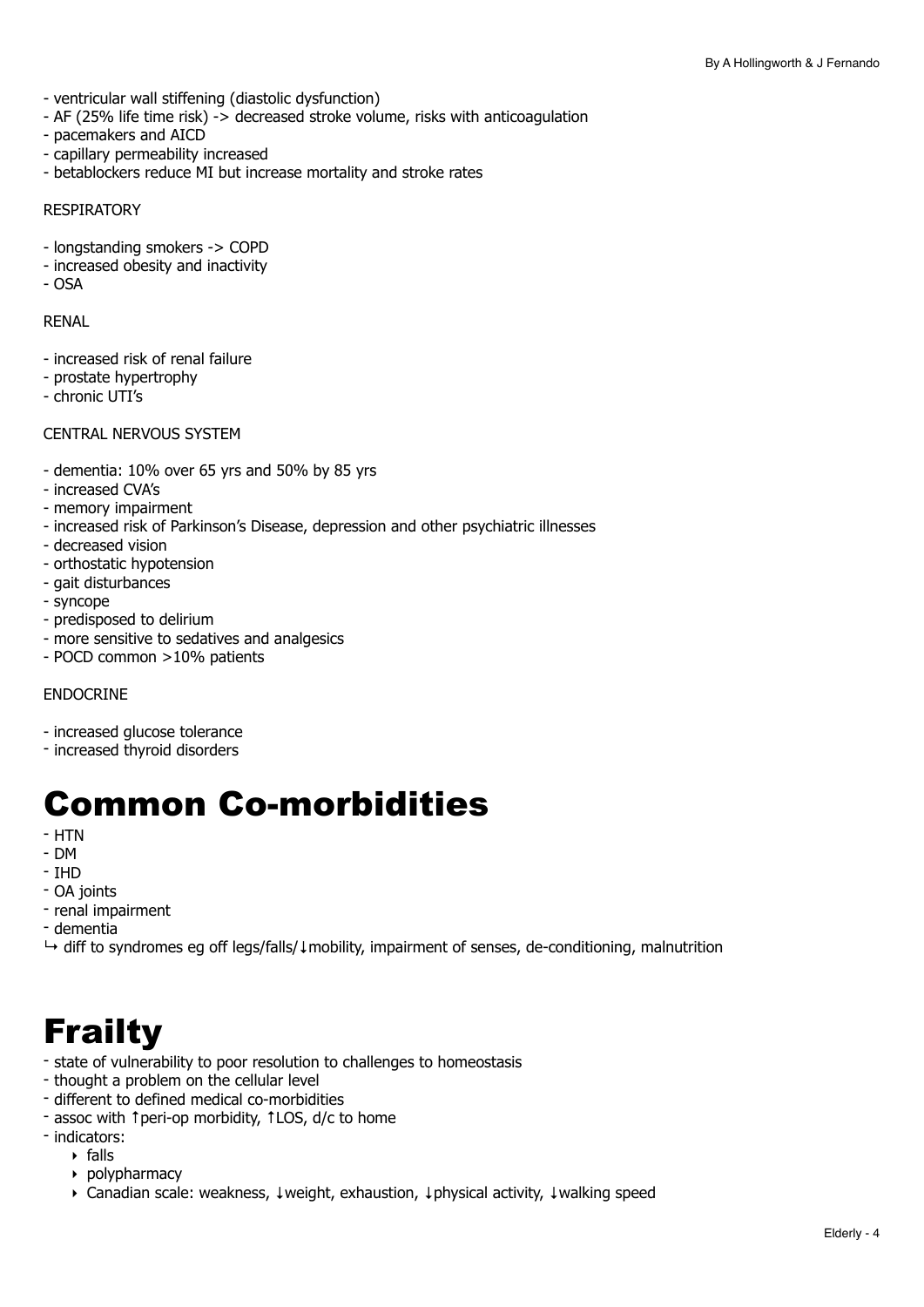- ventricular wall stiffening (diastolic dysfunction)
- AF (25% life time risk) -> decreased stroke volume, risks with anticoagulation
- pacemakers and AICD
- capillary permeability increased
- betablockers reduce MI but increase mortality and stroke rates

RESPIRATORY

- longstanding smokers -> COPD
- increased obesity and inactivity
- OSA

RENAL

- increased risk of renal failure
- prostate hypertrophy
- chronic UTI's

CENTRAL NERVOUS SYSTEM

- dementia: 10% over 65 yrs and 50% by 85 yrs
- increased CVA's
- memory impairment
- increased risk of Parkinson's Disease, depression and other psychiatric illnesses
- decreased vision
- orthostatic hypotension
- gait disturbances
- syncope
- predisposed to delirium
- more sensitive to sedatives and analgesics
- POCD common >10% patients

ENDOCRINE

- increased glucose tolerance
- increased thyroid disorders

# Common Co-morbidities

- HTN
- DM
- IHD
- OA joints
- renal impairment
- dementia

↳ diff to syndromes eg off legs/falls/↓mobility, impairment of senses, de-conditioning, malnutrition

# Frailty

- state of vulnerability to poor resolution to challenges to homeostasis
- thought a problem on the cellular level
- different to defined medical co-morbidities
- assoc with ↑peri-op morbidity, ↑LOS, d/c to home
- indicators:
    - falls
    - polypharmacy
    - Canadian scale: weakness, ↓weight, exhaustion, ↓physical activity, ↓walking speed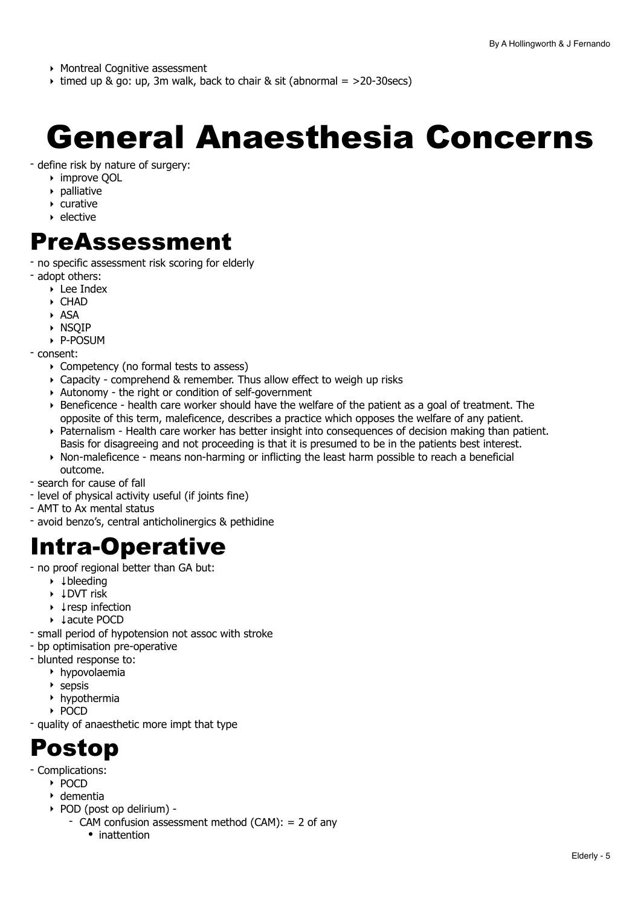- Montreal Cognitive assessment
- timed up & go: up, 3m walk, back to chair & sit (abnormal = >20-30secs)

# General Anaesthesia Concerns

- define risk by nature of surgery:
  - improve QOL
  - palliative
  - curative
  - elective

## PreAssessment

- no specific assessment risk scoring for elderly
- adopt others:
  - Lee Index
  - CHAD
  - ASA
  - NSQIP
  - P-POSUM
- consent:
  - Competency (no formal tests to assess)
  - Capacity - comprehend & remember. Thus allow effect to weigh up risks
  - Autonomy - the right or condition of self-government
  - Beneficence - health care worker should have the welfare of the patient as a goal of treatment. The opposite of this term, maleficence, describes a practice which opposes the welfare of any patient.
  - Paternalism - Health care worker has better insight into consequences of decision making than patient. Basis for disagreeing and not proceeding is that it is presumed to be in the patients best interest.
  - Non-maleficence - means non-harming or inflicting the least harm possible to reach a beneficial outcome.
- search for cause of fall
- level of physical activity useful (if joints fine)
- AMT to Ax mental status
- avoid benzo's, central anticholinergics & pethidine

## Intra-Operative

- no proof regional better than GA but:
  - ↓bleeding
  - ↓DVT risk
  - ↓resp infection
  - ↓acute POCD
- small period of hypotension not assoc with stroke
- bp optimisation pre-operative
- blunted response to:
  - hypovolaemia
  - sepsis
  - hypothermia
  - POCD
- quality of anaesthetic more impt that type

## Postop

- Complications:
  - POCD
  - dementia
  - POD (post op delirium) -
    - CAM confusion assessment method (CAM): = 2 of any
      - inattention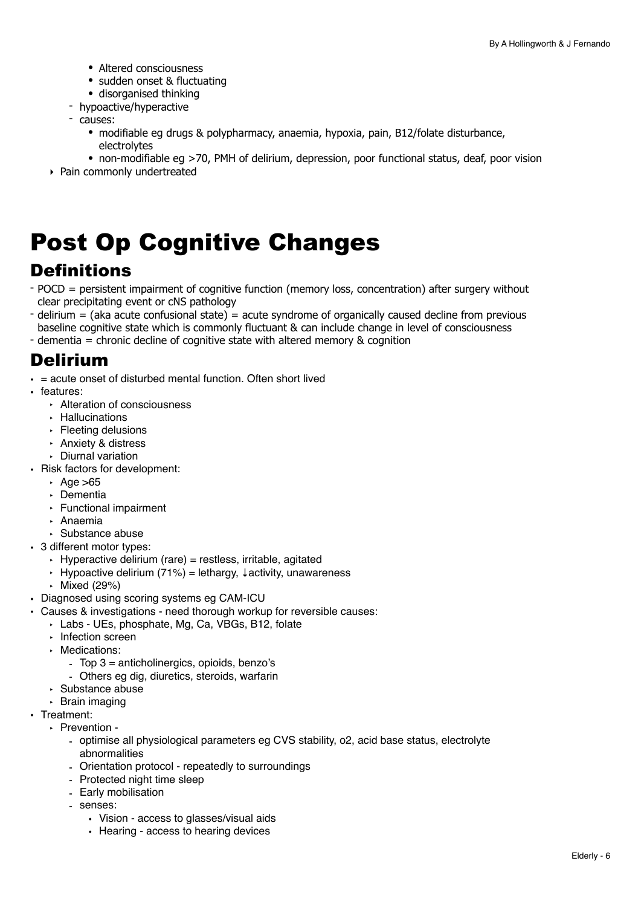- Altered consciousness
        - sudden onset & fluctuating
        - disorganised thinking
    - hypoactive/hyperactive
    - causes:
        - modifiable eg drugs & polypharmacy, anaemia, hypoxia, pain, B12/folate disturbance, electrolytes
        - non-modifiable eg >70, PMH of delirium, depression, poor functional status, deaf, poor vision
- Pain commonly undertreated

# Post Op Cognitive Changes

## Definitions

- POCD = persistent impairment of cognitive function (memory loss, concentration) after surgery without clear precipitating event or cNS pathology
- delirium = (aka acute confusional state) = acute syndrome of organically caused decline from previous baseline cognitive state which is commonly fluctuant & can include change in level of consciousness
- dementia = chronic decline of cognitive state with altered memory & cognition

## Delirium

- = acute onset of disturbed mental function. Often short lived
- features:
    - Alteration of consciousness
    - Hallucinations
    - Fleeting delusions
    - Anxiety & distress
    - Diurnal variation
- Risk factors for development:
    - Age >65
    - Dementia
    - Functional impairment
    - Anaemia
    - Substance abuse
- 3 different motor types:
    - Hyperactive delirium (rare) = restless, irritable, agitated
    - Hypoactive delirium (71%) = lethargy, ↓activity, unawareness
    - Mixed (29%)
- Diagnosed using scoring systems eg CAM-ICU
- Causes & investigations - need thorough workup for reversible causes:
    - Labs - UEs, phosphate, Mg, Ca, VBGs, B12, folate
    - Infection screen
    - Medications:
        - Top 3 = anticholinergics, opioids, benzo's
        - Others eg dig, diuretics, steroids, warfarin
    - Substance abuse
    - Brain imaging
- Treatment:
    - Prevention -
        - optimise all physiological parameters eg CVS stability, o2, acid base status, electrolyte abnormalities
        - Orientation protocol - repeatedly to surroundings
        - Protected night time sleep
        - Early mobilisation
        - senses:
            - Vision - access to glasses/visual aids
            - Hearing - access to hearing devices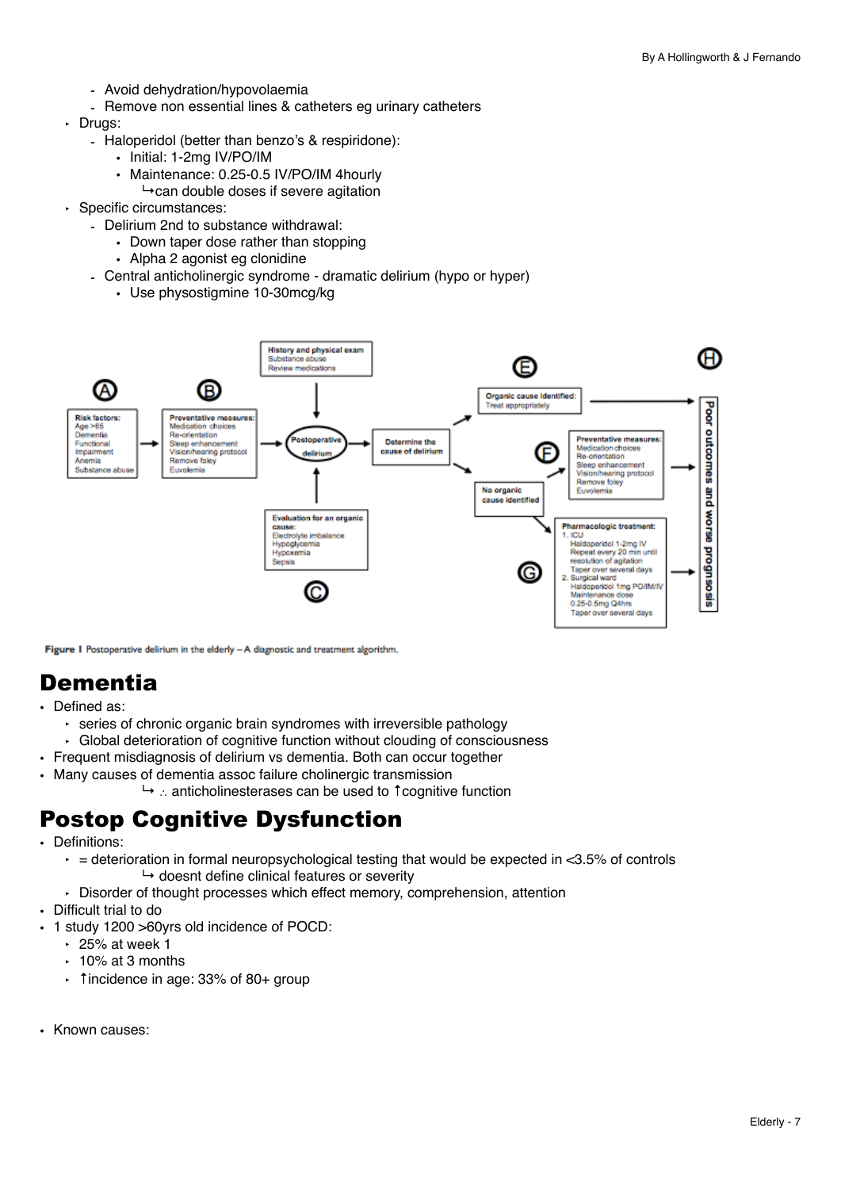- Avoid dehydration/hypovolaemia
    - Remove non essential lines & catheters eg urinary catheters
- Drugs:
    - Haloperidol (better than benzo's & respiridone):
        - Initial: 1-2mg IV/PO/IM
        - Maintenance: 0.25-0.5 IV/PO/IM 4hourly
          ↳can double doses if severe agitation
- Specific circumstances:
    - Delirium 2nd to substance withdrawal:
        - Down taper dose rather than stopping
        - Alpha 2 agonist eg clonidine
    - Central anticholinergic syndrome - dramatic delirium (hypo or hyper)
        - Use physostigmine 10-30mcg/kg

**A** – **Risk factors:** Age >65, Dementia, Functional impairment, Anemia, Substance abuse → **B** – **Preventative measures:** Medication choices, Re-orientation, Sleep enhancement, Vision/hearing protocol, Remove foley, Euvolemia → **Postoperative delirium**

**History and physical exam:** Substance abuse, Review medications → **Postoperative delirium**

**C** – **Evaluation for an organic cause:** Electrolyte imbalance, Hypoglycemia, Hypoxemia, Sepsis → **Postoperative delirium**

**Postoperative delirium** → **Determine the cause of delirium**

- **E** – **Organic cause identified:** Treat appropriately → **H** – **Poor outcomes and worse prognosis**
- **No organic cause identified** →
    - **F** – **Preventative measures:** Medication choices, Re-orientation, Sleep enhancement, Vision/hearing protocol, Remove foley, Euvolemia → **H** – **Poor outcomes and worse prognosis**
    - **G** – **Pharmacologic treatment:**
        1. ICU: Haldoperidol 1-2mg IV, Repeat every 20 min until resolution of agitation, Taper over several days
        2. Surgical ward: Haldoperidol 1mg PO/IM/IV, Maintenance dose 0.25-0.5mg Q4hrs, Taper over several days

      → **H** – **Poor outcomes and worse prognosis**

**Figure 1** Postoperative delirium in the elderly – A diagnostic and treatment algorithm.

# Dementia

- Defined as:
    - series of chronic organic brain syndromes with irreversible pathology
    - Global deterioration of cognitive function without clouding of consciousness
- Frequent misdiagnosis of delirium vs dementia. Both can occur together
- Many causes of dementia assoc failure cholinergic transmission
  ↳ ∴ anticholinesterases can be used to ↑cognitive function

# Postop Cognitive Dysfunction

- Definitions:
    - = deterioration in formal neuropsychological testing that would be expected in <3.5% of controls
      ↳ doesnt define clinical features or severity
    - Disorder of thought processes which effect memory, comprehension, attention
- Difficult trial to do
- 1 study 1200 >60yrs old incidence of POCD:
    - 25% at week 1
    - 10% at 3 months
    - ↑incidence in age: 33% of 80+ group

- Known causes: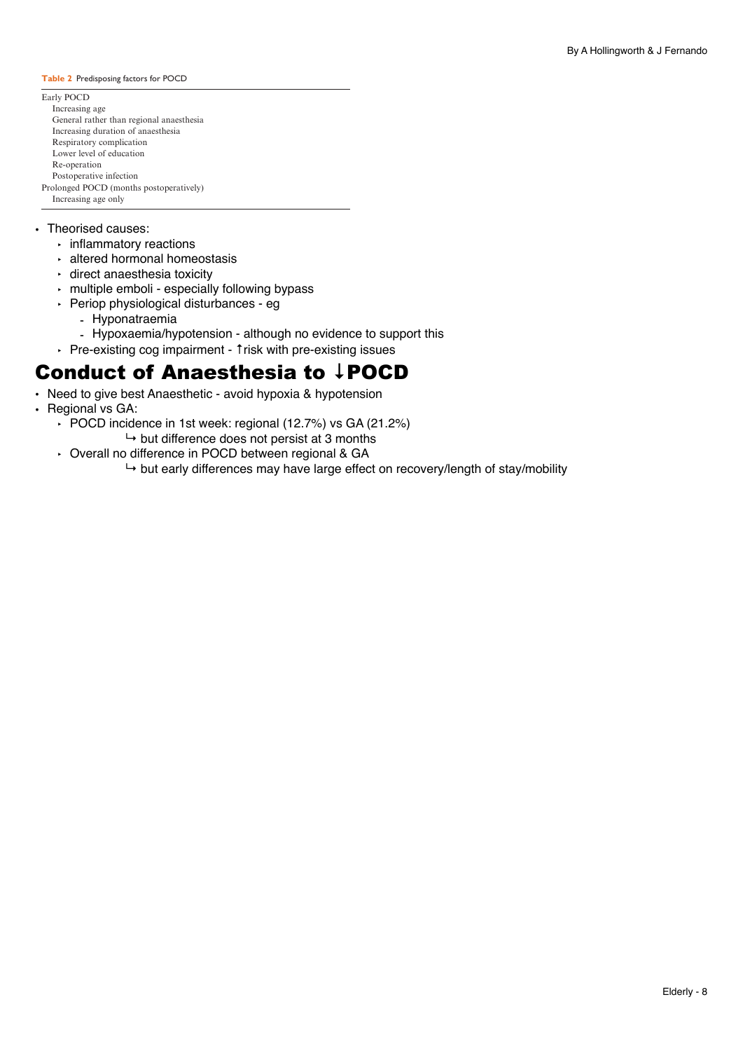**Table 2** Predisposing factors for POCD

| | |
|---|---|
| Early POCD | |
| | Increasing age |
| | General rather than regional anaesthesia |
| | Increasing duration of anaesthesia |
| | Respiratory complication |
| | Lower level of education |
| | Re-operation |
| | Postoperative infection |
| Prolonged POCD (months postoperatively) | |
| | Increasing age only |

- Theorised causes:
  - inflammatory reactions
  - altered hormonal homeostasis
  - direct anaesthesia toxicity
  - multiple emboli - especially following bypass
  - Periop physiological disturbances - eg
    - Hyponatraemia
    - Hypoxaemia/hypotension - although no evidence to support this
  - Pre-existing cog impairment - ↑risk with pre-existing issues

# Conduct of Anaesthesia to ↓POCD

- Need to give best Anaesthetic - avoid hypoxia & hypotension
- Regional vs GA:
  - POCD incidence in 1st week: regional (12.7%) vs GA (21.2%)
    - ↳ but difference does not persist at 3 months
  - Overall no difference in POCD between regional & GA
    - ↳ but early differences may have large effect on recovery/length of stay/mobility